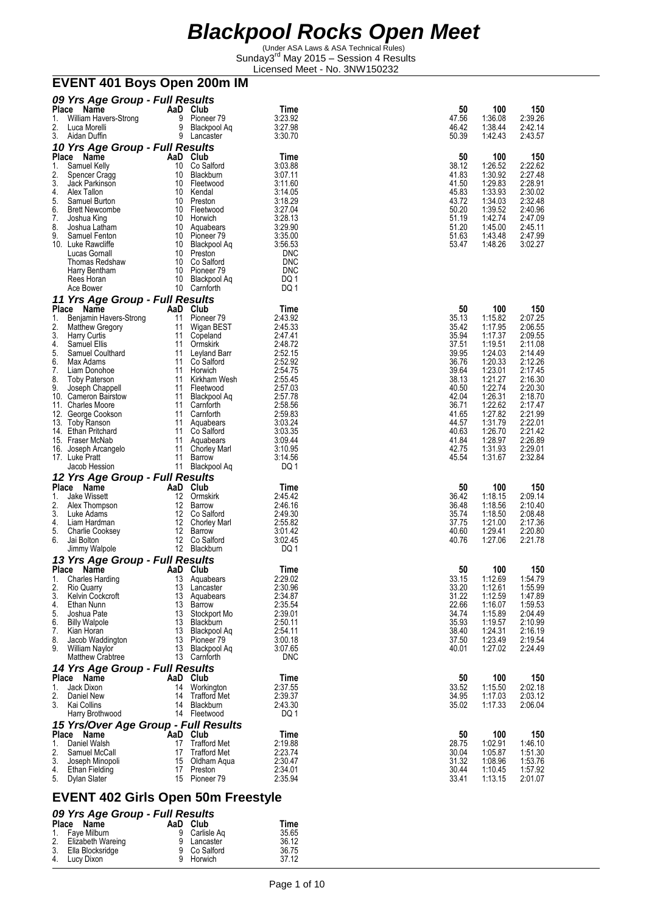# Blackpool Rocks Open Meet

(Under ASA Laws & ASA Technical Rules)
Sunday3[rd] May 2015 – Session 4 Results
Licensed Meet - No. 3NW150232

## EVENT 401 Boys Open 200m IM

### 09 Yrs Age Group - Full Results

| Place | Name | AaD | Club | Time | 50 | 100 | 150 |
|---|---|---|---|---|---|---|---|
| 1. | William Havers-Strong | 9 | Pioneer 79 | 3:23.92 | 47.56 | 1:36.08 | 2:39.26 |
| 2. | Luca Morelli | 9 | Blackpool Aq | 3:27.98 | 46.42 | 1:38.44 | 2:42.14 |
| 3. | Aidan Duffin | 9 | Lancaster | 3:30.70 | 50.39 | 1:42.43 | 2:43.57 |

### 10 Yrs Age Group - Full Results

| Place | Name | AaD | Club | Time | 50 | 100 | 150 |
|---|---|---|---|---|---|---|---|
| 1. | Samuel Kelly | 10 | Co Salford | 3:03.88 | 38.12 | 1:26.52 | 2:22.62 |
| 2. | Spencer Cragg | 10 | Blackburn | 3:07.11 | 41.83 | 1:30.92 | 2:27.48 |
| 3. | Jack Parkinson | 10 | Fleetwood | 3:11.60 | 41.50 | 1:29.83 | 2:28.91 |
| 4. | Alex Tallon | 10 | Kendal | 3:14.05 | 45.83 | 1:33.93 | 2:30.02 |
| 5. | Samuel Burton | 10 | Preston | 3:18.29 | 43.72 | 1:34.03 | 2:32.48 |
| 6. | Brett Newcombe | 10 | Fleetwood | 3:27.04 | 50.20 | 1:39.52 | 2:40.96 |
| 7. | Joshua King | 10 | Horwich | 3:28.13 | 51.19 | 1:42.74 | 2:47.09 |
| 8. | Joshua Latham | 10 | Aquabears | 3:29.90 | 51.20 | 1:45.00 | 2:45.11 |
| 9. | Samuel Fenton | 10 | Pioneer 79 | 3:35.00 | 51.63 | 1:43.48 | 2:47.99 |
| 10. | Luke Rawcliffe | 10 | Blackpool Aq | 3:56.53 | 53.47 | 1:48.26 | 3:02.27 |
| | Lucas Gornall | 10 | Preston | DNC | | | |
| | Thomas Redshaw | 10 | Co Salford | DNC | | | |
| | Harry Bentham | 10 | Pioneer 79 | DNC | | | |
| | Rees Horan | 10 | Blackpool Aq | DQ 1 | | | |
| | Ace Bower | 10 | Carnforth | DQ 1 | | | |

### 11 Yrs Age Group - Full Results

| Place | Name | AaD | Club | Time | 50 | 100 | 150 |
|---|---|---|---|---|---|---|---|
| 1. | Benjamin Havers-Strong | 11 | Pioneer 79 | 2:43.92 | 35.13 | 1:15.82 | 2:07.25 |
| 2. | Matthew Gregory | 11 | Wigan BEST | 2:45.33 | 35.42 | 1:17.95 | 2:06.55 |
| 3. | Harry Curtis | 11 | Copeland | 2:47.41 | 35.94 | 1:17.37 | 2:09.55 |
| 4. | Samuel Ellis | 11 | Ormskirk | 2:48.72 | 37.51 | 1:19.51 | 2:11.08 |
| 5. | Samuel Coulthard | 11 | Leyland Barr | 2:52.15 | 39.95 | 1:24.03 | 2:14.49 |
| 6. | Max Adams | 11 | Co Salford | 2:52.92 | 36.76 | 1:20.33 | 2:12.26 |
| 7. | Liam Donohoe | 11 | Horwich | 2:54.75 | 39.64 | 1:23.01 | 2:17.45 |
| 8. | Toby Paterson | 11 | Kirkham Wesh | 2:55.45 | 38.13 | 1:21.27 | 2:16.30 |
| 9. | Joseph Chappell | 11 | Fleetwood | 2:57.03 | 40.50 | 1:22.74 | 2:20.30 |
| 10. | Cameron Bairstow | 11 | Blackpool Aq | 2:57.78 | 42.04 | 1:26.31 | 2:18.70 |
| 11. | Charles Moore | 11 | Carnforth | 2:58.56 | 36.71 | 1:22.62 | 2:17.47 |
| 12. | George Cookson | 11 | Carnforth | 2:59.83 | 41.65 | 1:27.82 | 2:21.99 |
| 13. | Toby Ranson | 11 | Aquabears | 3:03.24 | 44.57 | 1:31.79 | 2:22.01 |
| 14. | Ethan Pritchard | 11 | Co Salford | 3:03.35 | 40.63 | 1:26.70 | 2:21.42 |
| 15. | Fraser McNab | 11 | Aquabears | 3:09.44 | 41.84 | 1:28.97 | 2:26.89 |
| 16. | Joseph Arcangelo | 11 | Chorley Marl | 3:10.95 | 42.75 | 1:31.93 | 2:29.01 |
| 17. | Luke Pratt | 11 | Barrow | 3:14.56 | 45.54 | 1:31.67 | 2:32.84 |
| | Jacob Hession | 11 | Blackpool Aq | DQ 1 | | | |

### 12 Yrs Age Group - Full Results

| Place | Name | AaD | Club | Time | 50 | 100 | 150 |
|---|---|---|---|---|---|---|---|
| 1. | Jake Wissett | 12 | Ormskirk | 2:45.42 | 36.42 | 1:18.15 | 2:09.14 |
| 2. | Alex Thompson | 12 | Barrow | 2:46.16 | 36.48 | 1:18.56 | 2:10.40 |
| 3. | Luke Adams | 12 | Co Salford | 2:49.30 | 35.74 | 1:18.50 | 2:08.48 |
| 4. | Liam Hardman | 12 | Chorley Marl | 2:55.82 | 37.75 | 1:21.00 | 2:17.36 |
| 5. | Charlie Cooksey | 12 | Barrow | 3:01.42 | 40.60 | 1:29.41 | 2:20.80 |
| 6. | Jai Bolton | 12 | Co Salford | 3:02.45 | 40.76 | 1:27.06 | 2:21.78 |
| | Jimmy Walpole | 12 | Blackburn | DQ 1 | | | |

### 13 Yrs Age Group - Full Results

| Place | Name | AaD | Club | Time | 50 | 100 | 150 |
|---|---|---|---|---|---|---|---|
| 1. | Charles Harding | 13 | Aquabears | 2:29.02 | 33.15 | 1:12.69 | 1:54.79 |
| 2. | Rio Quarry | 13 | Lancaster | 2:30.96 | 33.20 | 1:12.61 | 1:55.99 |
| 3. | Kelvin Cockcroft | 13 | Aquabears | 2:34.87 | 31.22 | 1:12.59 | 1:47.89 |
| 4. | Ethan Nunn | 13 | Barrow | 2:35.54 | 22.66 | 1:16.07 | 1:59.53 |
| 5. | Joshua Pate | 13 | Stockport Mo | 2:39.01 | 34.74 | 1:15.89 | 2:04.49 |
| 6. | Billy Walpole | 13 | Blackburn | 2:50.11 | 35.93 | 1:19.57 | 2:10.99 |
| 7. | Kian Horan | 13 | Blackpool Aq | 2:54.11 | 38.40 | 1:24.31 | 2:16.19 |
| 8. | Jacob Waddington | 13 | Pioneer 79 | 3:00.18 | 37.50 | 1:23.49 | 2:19.54 |
| 9. | William Naylor | 13 | Blackpool Aq | 3:07.65 | 40.01 | 1:27.02 | 2:24.49 |
| | Matthew Crabtree | 13 | Carnforth | DNC | | | |

### 14 Yrs Age Group - Full Results

| Place | Name | AaD | Club | Time | 50 | 100 | 150 |
|---|---|---|---|---|---|---|---|
| 1. | Jack Dixon | 14 | Workington | 2:37.55 | 33.52 | 1:15.50 | 2:02.18 |
| 2. | Daniel New | 14 | Trafford Met | 2:39.37 | 34.95 | 1:17.03 | 2:03.12 |
| 3. | Kai Collins | 14 | Blackburn | 2:43.30 | 35.02 | 1:17.33 | 2:06.04 |
| | Harry Brothwood | 14 | Fleetwood | DQ 1 | | | |

### 15 Yrs/Over Age Group - Full Results

| Place | Name | AaD | Club | Time | 50 | 100 | 150 |
|---|---|---|---|---|---|---|---|
| 1. | Daniel Walsh | 17 | Trafford Met | 2:19.88 | 28.75 | 1:02.91 | 1:46.10 |
| 2. | Samuel McCall | 17 | Trafford Met | 2:23.74 | 30.04 | 1:05.87 | 1:51.30 |
| 3. | Joseph Minopoli | 15 | Oldham Aqua | 2:30.47 | 31.32 | 1:08.96 | 1:53.76 |
| 4. | Ethan Fielding | 17 | Preston | 2:34.01 | 30.44 | 1:10.45 | 1:57.92 |
| 5. | Dylan Slater | 15 | Pioneer 79 | 2:35.94 | 33.41 | 1:13.15 | 2:01.07 |

## EVENT 402 Girls Open 50m Freestyle

### 09 Yrs Age Group - Full Results

| Place | Name | AaD | Club | Time |
|---|---|---|---|---|
| 1. | Faye Milburn | 9 | Carlisle Aq | 35.65 |
| 2. | Elizabeth Wareing | 9 | Lancaster | 36.12 |
| 3. | Ella Blocksridge | 9 | Co Salford | 36.75 |
| 4. | Lucy Dixon | 9 | Horwich | 37.12 |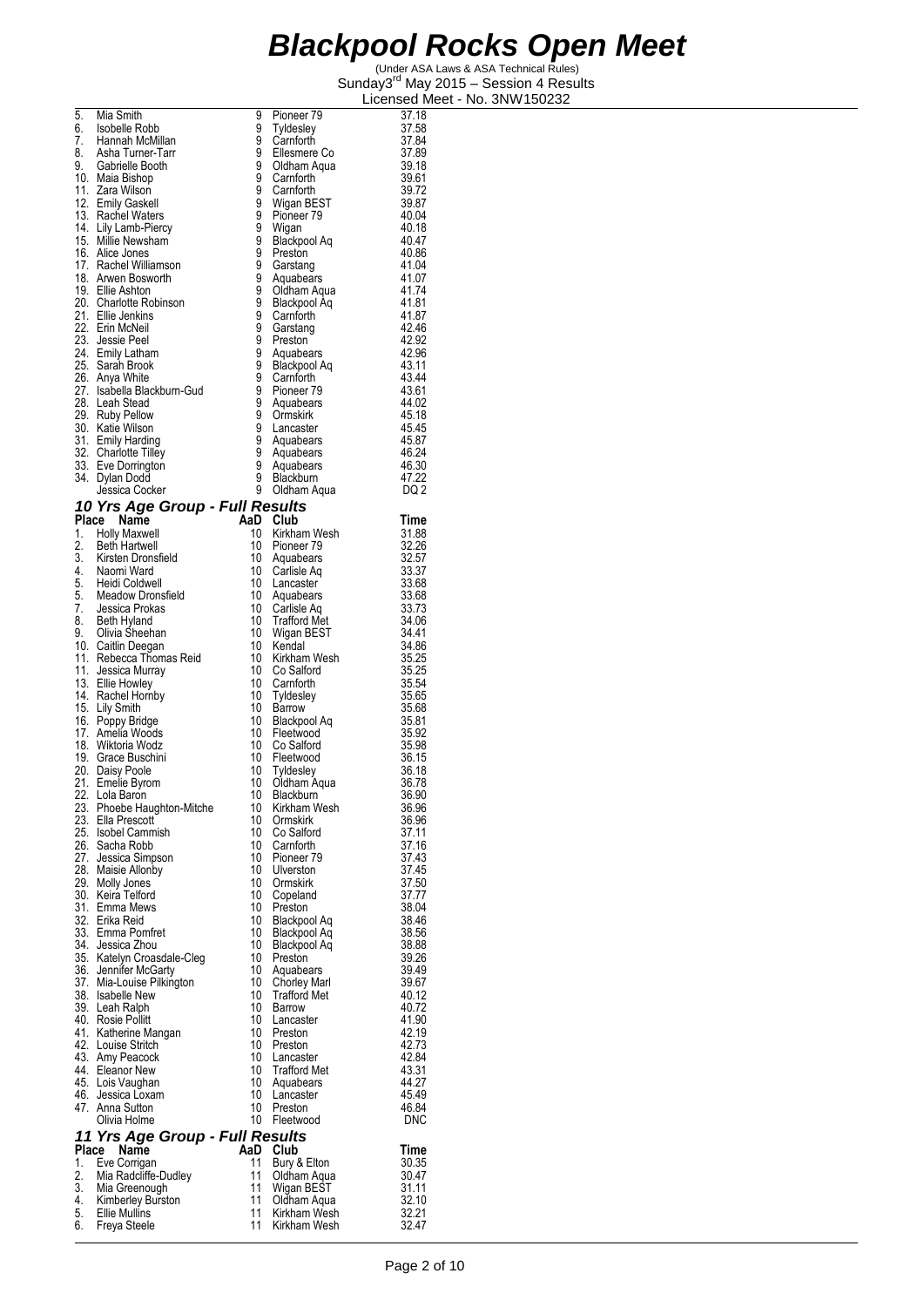# Blackpool Rocks Open Meet

(Under ASA Laws & ASA Technical Rules)
Sunday3rd May 2015 – Session 4 Results
Licensed Meet - No. 3NW150232

| Place | Name | AaD | Club | Time |
|---|---|---|---|---|
| 5. | Mia Smith | 9 | Pioneer 79 | 37.18 |
| 6. | Isobelle Robb | 9 | Tyldesley | 37.58 |
| 7. | Hannah McMillan | 9 | Carnforth | 37.84 |
| 8. | Asha Turner-Tarr | 9 | Ellesmere Co | 37.89 |
| 9. | Gabrielle Booth | 9 | Oldham Aqua | 39.18 |
| 10. | Maia Bishop | 9 | Carnforth | 39.61 |
| 11. | Zara Wilson | 9 | Carnforth | 39.72 |
| 12. | Emily Gaskell | 9 | Wigan BEST | 39.87 |
| 13. | Rachel Waters | 9 | Pioneer 79 | 40.04 |
| 14. | Lily Lamb-Piercy | 9 | Wigan | 40.18 |
| 15. | Millie Newsham | 9 | Blackpool Aq | 40.47 |
| 16. | Alice Jones | 9 | Preston | 40.86 |
| 17. | Rachel Williamson | 9 | Garstang | 41.04 |
| 18. | Arwen Bosworth | 9 | Aquabears | 41.07 |
| 19. | Ellie Ashton | 9 | Oldham Aqua | 41.74 |
| 20. | Charlotte Robinson | 9 | Blackpool Aq | 41.81 |
| 21. | Ellie Jenkins | 9 | Carnforth | 41.87 |
| 22. | Erin McNeil | 9 | Garstang | 42.46 |
| 23. | Jessie Peel | 9 | Preston | 42.92 |
| 24. | Emily Latham | 9 | Aquabears | 42.96 |
| 25. | Sarah Brook | 9 | Blackpool Aq | 43.11 |
| 26. | Anya White | 9 | Carnforth | 43.44 |
| 27. | Isabella Blackburn-Gud | 9 | Pioneer 79 | 43.61 |
| 28. | Leah Stead | 9 | Aquabears | 44.02 |
| 29. | Ruby Pellow | 9 | Ormskirk | 45.18 |
| 30. | Katie Wilson | 9 | Lancaster | 45.45 |
| 31. | Emily Harding | 9 | Aquabears | 45.87 |
| 32. | Charlotte Tilley | 9 | Aquabears | 46.24 |
| 33. | Eve Dorrington | 9 | Aquabears | 46.30 |
| 34. | Dylan Dodd | 9 | Blackburn | 47.22 |
| | Jessica Cocker | 9 | Oldham Aqua | DQ 2 |

## *10 Yrs Age Group - Full Results*

| Place | Name | AaD | Club | Time |
|---|---|---|---|---|
| 1. | Holly Maxwell | 10 | Kirkham Wesh | 31.88 |
| 2. | Beth Hartwell | 10 | Pioneer 79 | 32.26 |
| 3. | Kirsten Dronsfield | 10 | Aquabears | 32.57 |
| 4. | Naomi Ward | 10 | Carlisle Aq | 33.37 |
| 5. | Heidi Coldwell | 10 | Lancaster | 33.68 |
| 5. | Meadow Dronsfield | 10 | Aquabears | 33.68 |
| 7. | Jessica Prokas | 10 | Carlisle Aq | 33.73 |
| 8. | Beth Hyland | 10 | Trafford Met | 34.06 |
| 9. | Olivia Sheehan | 10 | Wigan BEST | 34.41 |
| 10. | Caitlin Deegan | 10 | Kendal | 34.86 |
| 11. | Rebecca Thomas Reid | 10 | Kirkham Wesh | 35.25 |
| 11. | Jessica Murray | 10 | Co Salford | 35.25 |
| 13. | Ellie Howley | 10 | Carnforth | 35.54 |
| 14. | Rachel Hornby | 10 | Tyldesley | 35.65 |
| 15. | Lily Smith | 10 | Barrow | 35.68 |
| 16. | Poppy Bridge | 10 | Blackpool Aq | 35.81 |
| 17. | Amelia Woods | 10 | Fleetwood | 35.92 |
| 18. | Wiktoria Wodz | 10 | Co Salford | 35.98 |
| 19. | Grace Buschini | 10 | Fleetwood | 36.15 |
| 20. | Daisy Poole | 10 | Tyldesley | 36.18 |
| 21. | Emelie Byrom | 10 | Oldham Aqua | 36.78 |
| 22. | Lola Baron | 10 | Blackburn | 36.90 |
| 23. | Phoebe Haughton-Mitche | 10 | Kirkham Wesh | 36.96 |
| 23. | Ella Prescott | 10 | Ormskirk | 36.96 |
| 25. | Isobel Cammish | 10 | Co Salford | 37.11 |
| 26. | Sacha Robb | 10 | Carnforth | 37.16 |
| 27. | Jessica Simpson | 10 | Pioneer 79 | 37.43 |
| 28. | Maisie Allonby | 10 | Ulverston | 37.45 |
| 29. | Molly Jones | 10 | Ormskirk | 37.50 |
| 30. | Keira Telford | 10 | Copeland | 37.77 |
| 31. | Emma Mews | 10 | Preston | 38.04 |
| 32. | Erika Reid | 10 | Blackpool Aq | 38.46 |
| 33. | Emma Pomfret | 10 | Blackpool Aq | 38.56 |
| 34. | Jessica Zhou | 10 | Blackpool Aq | 38.88 |
| 35. | Katelyn Croasdale-Cleg | 10 | Preston | 39.26 |
| 36. | Jennifer McGarty | 10 | Aquabears | 39.49 |
| 37. | Mia-Louise Pilkington | 10 | Chorley Marl | 39.67 |
| 38. | Isabelle New | 10 | Trafford Met | 40.12 |
| 39. | Leah Ralph | 10 | Barrow | 40.72 |
| 40. | Rosie Pollitt | 10 | Lancaster | 41.90 |
| 41. | Katherine Mangan | 10 | Preston | 42.19 |
| 42. | Louise Stritch | 10 | Preston | 42.73 |
| 43. | Amy Peacock | 10 | Lancaster | 42.84 |
| 44. | Eleanor New | 10 | Trafford Met | 43.31 |
| 45. | Lois Vaughan | 10 | Aquabears | 44.27 |
| 46. | Jessica Loxam | 10 | Lancaster | 45.49 |
| 47. | Anna Sutton | 10 | Preston | 46.84 |
| | Olivia Holme | 10 | Fleetwood | DNC |

## *11 Yrs Age Group - Full Results*

| Place | Name | AaD | Club | Time |
|---|---|---|---|---|
| 1. | Eve Corrigan | 11 | Bury & Elton | 30.35 |
| 2. | Mia Radcliffe-Dudley | 11 | Oldham Aqua | 30.47 |
| 3. | Mia Greenough | 11 | Wigan BEST | 31.11 |
| 4. | Kimberley Burston | 11 | Oldham Aqua | 32.10 |
| 5. | Ellie Mullins | 11 | Kirkham Wesh | 32.21 |
| 6. | Freya Steele | 11 | Kirkham Wesh | 32.47 |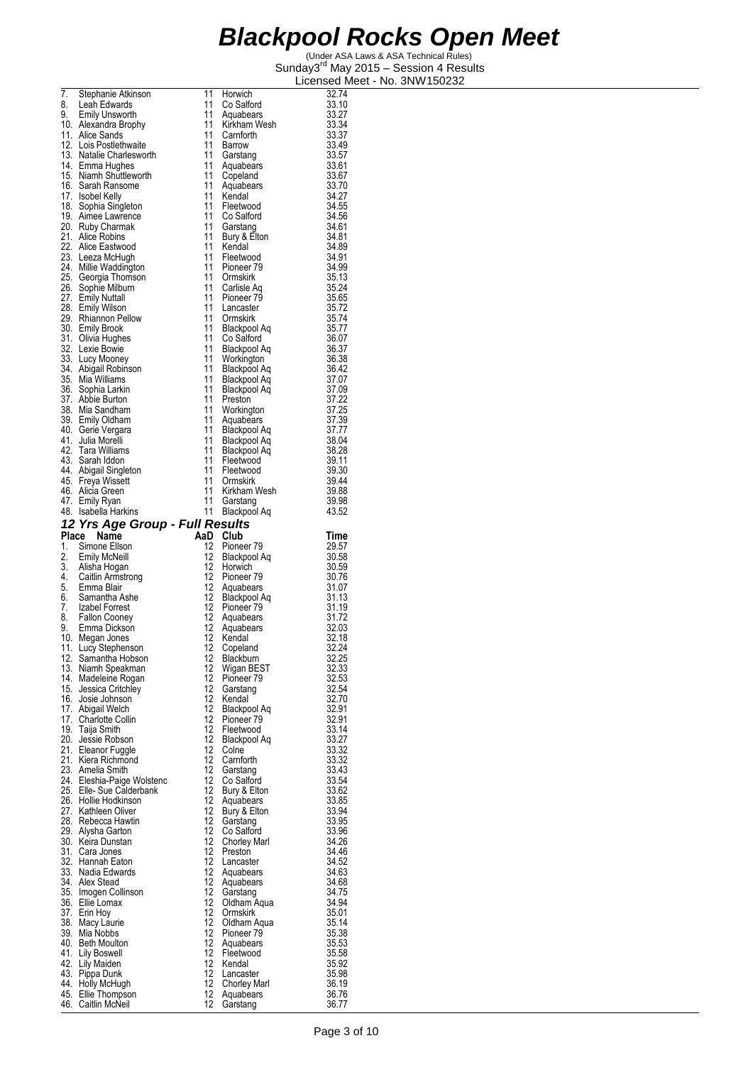# Blackpool Rocks Open Meet

(Under ASA Laws & ASA Technical Rules)
Sunday3[rd] May 2015 – Session 4 Results
Licensed Meet - No. 3NW150232

| Place | Name | AaD | Club | Time |
|---|---|---|---|---|
| 7. | Stephanie Atkinson | 11 | Horwich | 32.74 |
| 8. | Leah Edwards | 11 | Co Salford | 33.10 |
| 9. | Emily Unsworth | 11 | Aquabears | 33.27 |
| 10. | Alexandra Brophy | 11 | Kirkham Wesh | 33.34 |
| 11. | Alice Sands | 11 | Carnforth | 33.37 |
| 12. | Lois Postlethwaite | 11 | Barrow | 33.49 |
| 13. | Natalie Charlesworth | 11 | Garstang | 33.57 |
| 14. | Emma Hughes | 11 | Aquabears | 33.61 |
| 15. | Niamh Shuttleworth | 11 | Copeland | 33.67 |
| 16. | Sarah Ransome | 11 | Aquabears | 33.70 |
| 17. | Isobel Kelly | 11 | Kendal | 34.27 |
| 18. | Sophia Singleton | 11 | Fleetwood | 34.55 |
| 19. | Aimee Lawrence | 11 | Co Salford | 34.56 |
| 20. | Ruby Charmak | 11 | Garstang | 34.61 |
| 21. | Alice Robins | 11 | Bury & Elton | 34.81 |
| 22. | Alice Eastwood | 11 | Kendal | 34.89 |
| 23. | Leeza McHugh | 11 | Fleetwood | 34.91 |
| 24. | Millie Waddington | 11 | Pioneer 79 | 34.99 |
| 25. | Georgia Thomson | 11 | Ormskirk | 35.13 |
| 26. | Sophie Milburn | 11 | Carlisle Aq | 35.24 |
| 27. | Emily Nuttall | 11 | Pioneer 79 | 35.65 |
| 28. | Emily Wilson | 11 | Lancaster | 35.72 |
| 29. | Rhiannon Pellow | 11 | Ormskirk | 35.74 |
| 30. | Emily Brook | 11 | Blackpool Aq | 35.77 |
| 31. | Olivia Hughes | 11 | Co Salford | 36.07 |
| 32. | Lexie Bowie | 11 | Blackpool Aq | 36.37 |
| 33. | Lucy Mooney | 11 | Workington | 36.38 |
| 34. | Abigail Robinson | 11 | Blackpool Aq | 36.42 |
| 35. | Mia Williams | 11 | Blackpool Aq | 37.07 |
| 36. | Sophia Larkin | 11 | Blackpool Aq | 37.09 |
| 37. | Abbie Burton | 11 | Preston | 37.22 |
| 38. | Mia Sandham | 11 | Workington | 37.25 |
| 39. | Emily Oldham | 11 | Aquabears | 37.39 |
| 40. | Gerie Vergara | 11 | Blackpool Aq | 37.77 |
| 41. | Julia Morelli | 11 | Blackpool Aq | 38.04 |
| 42. | Tara Williams | 11 | Blackpool Aq | 38.28 |
| 43. | Sarah Iddon | 11 | Fleetwood | 39.11 |
| 44. | Abigail Singleton | 11 | Fleetwood | 39.30 |
| 45. | Freya Wissett | 11 | Ormskirk | 39.44 |
| 46. | Alicia Green | 11 | Kirkham Wesh | 39.88 |
| 47. | Emily Ryan | 11 | Garstang | 39.98 |
| 48. | Isabella Harkins | 11 | Blackpool Aq | 43.52 |

### 12 Yrs Age Group - Full Results

| Place | Name | AaD | Club | Time |
|---|---|---|---|---|
| 1. | Simone Ellson | 12 | Pioneer 79 | 29.57 |
| 2. | Emily McNeill | 12 | Blackpool Aq | 30.58 |
| 3. | Alisha Hogan | 12 | Horwich | 30.59 |
| 4. | Caitlin Armstrong | 12 | Pioneer 79 | 30.76 |
| 5. | Emma Blair | 12 | Aquabears | 31.07 |
| 6. | Samantha Ashe | 12 | Blackpool Aq | 31.13 |
| 7. | Izabel Forrest | 12 | Pioneer 79 | 31.19 |
| 8. | Fallon Cooney | 12 | Aquabears | 31.72 |
| 9. | Emma Dickson | 12 | Aquabears | 32.03 |
| 10. | Megan Jones | 12 | Kendal | 32.18 |
| 11. | Lucy Stephenson | 12 | Copeland | 32.24 |
| 12. | Samantha Hobson | 12 | Blackburn | 32.25 |
| 13. | Niamh Speakman | 12 | Wigan BEST | 32.33 |
| 14. | Madeleine Rogan | 12 | Pioneer 79 | 32.53 |
| 15. | Jessica Critchley | 12 | Garstang | 32.54 |
| 16. | Josie Johnson | 12 | Kendal | 32.70 |
| 17. | Abigail Welch | 12 | Blackpool Aq | 32.91 |
| 17. | Charlotte Collin | 12 | Pioneer 79 | 32.91 |
| 19. | Taija Smith | 12 | Fleetwood | 33.14 |
| 20. | Jessie Robson | 12 | Blackpool Aq | 33.27 |
| 21. | Eleanor Fuggle | 12 | Colne | 33.32 |
| 21. | Kiera Richmond | 12 | Carnforth | 33.32 |
| 23. | Amelia Smith | 12 | Garstang | 33.43 |
| 24. | Eleshia-Paige Wolstenc | 12 | Co Salford | 33.54 |
| 25. | Elle- Sue Calderbank | 12 | Bury & Elton | 33.62 |
| 26. | Hollie Hodkinson | 12 | Aquabears | 33.85 |
| 27. | Kathleen Oliver | 12 | Bury & Elton | 33.94 |
| 28. | Rebecca Hawtin | 12 | Garstang | 33.95 |
| 29. | Alysha Garton | 12 | Co Salford | 33.96 |
| 30. | Keira Dunstan | 12 | Chorley Marl | 34.26 |
| 31. | Cara Jones | 12 | Preston | 34.46 |
| 32. | Hannah Eaton | 12 | Lancaster | 34.52 |
| 33. | Nadia Edwards | 12 | Aquabears | 34.63 |
| 34. | Alex Stead | 12 | Aquabears | 34.68 |
| 35. | Imogen Collinson | 12 | Garstang | 34.75 |
| 36. | Ellie Lomax | 12 | Oldham Aqua | 34.94 |
| 37. | Erin Hoy | 12 | Ormskirk | 35.01 |
| 38. | Macy Laurie | 12 | Oldham Aqua | 35.14 |
| 39. | Mia Nobbs | 12 | Pioneer 79 | 35.38 |
| 40. | Beth Moulton | 12 | Aquabears | 35.53 |
| 41. | Lily Boswell | 12 | Fleetwood | 35.58 |
| 42. | Lily Maiden | 12 | Kendal | 35.92 |
| 43. | Pippa Dunk | 12 | Lancaster | 35.98 |
| 44. | Holly McHugh | 12 | Chorley Marl | 36.19 |
| 45. | Ellie Thompson | 12 | Aquabears | 36.76 |
| 46. | Caitlin McNeil | 12 | Garstang | 36.77 |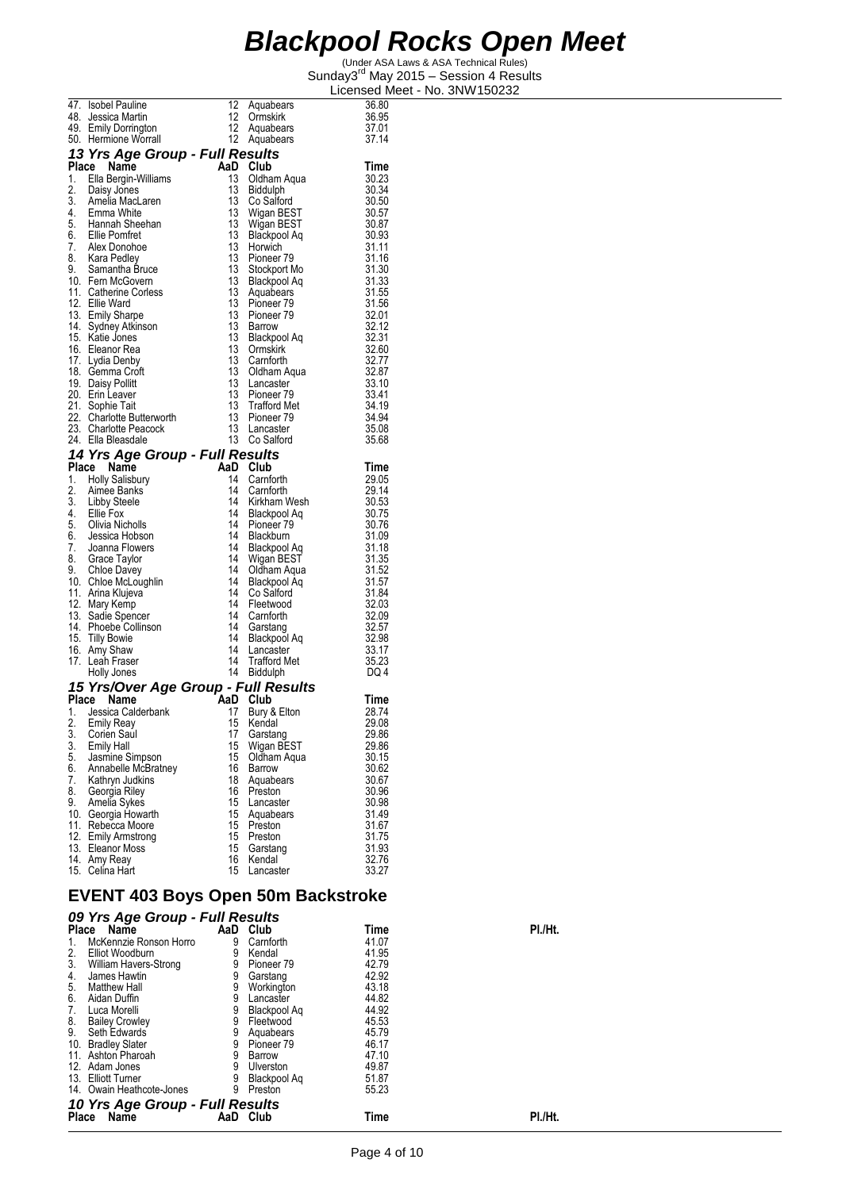# Blackpool Rocks Open Meet

(Under ASA Laws & ASA Technical Rules)
Sunday 3rd May 2015 – Session 4 Results
Licensed Meet - No. 3NW150232

| Place | Name | AaD | Club | Time |
|---|---|---|---|---|
| 47. | Isobel Pauline | 12 | Aquabears | 36.80 |
| 48. | Jessica Martin | 12 | Ormskirk | 36.95 |
| 49. | Emily Dorrington | 12 | Aquabears | 37.01 |
| 50. | Hermione Worrall | 12 | Aquabears | 37.14 |

### 13 Yrs Age Group - Full Results

| Place | Name | AaD | Club | Time |
|---|---|---|---|---|
| 1. | Ella Bergin-Williams | 13 | Oldham Aqua | 30.23 |
| 2. | Daisy Jones | 13 | Biddulph | 30.34 |
| 3. | Amelia MacLaren | 13 | Co Salford | 30.50 |
| 4. | Emma White | 13 | Wigan BEST | 30.57 |
| 5. | Hannah Sheehan | 13 | Wigan BEST | 30.87 |
| 6. | Ellie Pomfret | 13 | Blackpool Aq | 30.93 |
| 7. | Alex Donohoe | 13 | Horwich | 31.11 |
| 8. | Kara Pedley | 13 | Pioneer 79 | 31.16 |
| 9. | Samantha Bruce | 13 | Stockport Mo | 31.30 |
| 10. | Fern McGovern | 13 | Blackpool Aq | 31.33 |
| 11. | Catherine Corless | 13 | Aquabears | 31.55 |
| 12. | Ellie Ward | 13 | Pioneer 79 | 31.56 |
| 13. | Emily Sharpe | 13 | Pioneer 79 | 32.01 |
| 14. | Sydney Atkinson | 13 | Barrow | 32.12 |
| 15. | Katie Jones | 13 | Blackpool Aq | 32.31 |
| 16. | Eleanor Rea | 13 | Ormskirk | 32.60 |
| 17. | Lydia Denby | 13 | Carnforth | 32.77 |
| 18. | Gemma Croft | 13 | Oldham Aqua | 32.87 |
| 19. | Daisy Pollitt | 13 | Lancaster | 33.10 |
| 20. | Erin Leaver | 13 | Pioneer 79 | 33.41 |
| 21. | Sophie Tait | 13 | Trafford Met | 34.19 |
| 22. | Charlotte Butterworth | 13 | Pioneer 79 | 34.94 |
| 23. | Charlotte Peacock | 13 | Lancaster | 35.08 |
| 24. | Ella Bleasdale | 13 | Co Salford | 35.68 |

### 14 Yrs Age Group - Full Results

| Place | Name | AaD | Club | Time |
|---|---|---|---|---|
| 1. | Holly Salisbury | 14 | Carnforth | 29.05 |
| 2. | Aimee Banks | 14 | Carnforth | 29.14 |
| 3. | Libby Steele | 14 | Kirkham Wesh | 30.53 |
| 4. | Ellie Fox | 14 | Blackpool Aq | 30.75 |
| 5. | Olivia Nicholls | 14 | Pioneer 79 | 30.76 |
| 6. | Jessica Hobson | 14 | Blackburn | 31.09 |
| 7. | Joanna Flowers | 14 | Blackpool Aq | 31.18 |
| 8. | Grace Taylor | 14 | Wigan BEST | 31.35 |
| 9. | Chloe Davey | 14 | Oldham Aqua | 31.52 |
| 10. | Chloe McLoughlin | 14 | Blackpool Aq | 31.57 |
| 11. | Arina Klujeva | 14 | Co Salford | 31.84 |
| 12. | Mary Kemp | 14 | Fleetwood | 32.03 |
| 13. | Sadie Spencer | 14 | Carnforth | 32.09 |
| 14. | Phoebe Collinson | 14 | Garstang | 32.57 |
| 15. | Tilly Bowie | 14 | Blackpool Aq | 32.98 |
| 16. | Amy Shaw | 14 | Lancaster | 33.17 |
| 17. | Leah Fraser | 14 | Trafford Met | 35.23 |
| | Holly Jones | 14 | Biddulph | DQ 4 |

### 15 Yrs/Over Age Group - Full Results

| Place | Name | AaD | Club | Time |
|---|---|---|---|---|
| 1. | Jessica Calderbank | 17 | Bury & Elton | 28.74 |
| 2. | Emily Reay | 15 | Kendal | 29.08 |
| 3. | Corien Saul | 17 | Garstang | 29.86 |
| 3. | Emily Hall | 15 | Wigan BEST | 29.86 |
| 5. | Jasmine Simpson | 15 | Oldham Aqua | 30.15 |
| 6. | Annabelle McBratney | 16 | Barrow | 30.62 |
| 7. | Kathryn Judkins | 18 | Aquabears | 30.67 |
| 8. | Georgia Riley | 16 | Preston | 30.96 |
| 9. | Amelia Sykes | 15 | Lancaster | 30.98 |
| 10. | Georgia Howarth | 15 | Aquabears | 31.49 |
| 11. | Rebecca Moore | 15 | Preston | 31.67 |
| 12. | Emily Armstrong | 15 | Preston | 31.75 |
| 13. | Eleanor Moss | 15 | Garstang | 31.93 |
| 14. | Amy Reay | 16 | Kendal | 32.76 |
| 15. | Celina Hart | 15 | Lancaster | 33.27 |

## EVENT 403 Boys Open 50m Backstroke

### 09 Yrs Age Group - Full Results

| Place | Name | AaD | Club | Time | Pl./Ht. |
|---|---|---|---|---|---|
| 1. | McKennzie Ronson Horro | 9 | Carnforth | 41.07 | |
| 2. | Elliot Woodburn | 9 | Kendal | 41.95 | |
| 3. | William Havers-Strong | 9 | Pioneer 79 | 42.79 | |
| 4. | James Hawtin | 9 | Garstang | 42.92 | |
| 5. | Matthew Hall | 9 | Workington | 43.18 | |
| 6. | Aidan Duffin | 9 | Lancaster | 44.82 | |
| 7. | Luca Morelli | 9 | Blackpool Aq | 44.92 | |
| 8. | Bailey Crowley | 9 | Fleetwood | 45.53 | |
| 9. | Seth Edwards | 9 | Aquabears | 45.79 | |
| 10. | Bradley Slater | 9 | Pioneer 79 | 46.17 | |
| 11. | Ashton Pharoah | 9 | Barrow | 47.10 | |
| 12. | Adam Jones | 9 | Ulverston | 49.87 | |
| 13. | Elliott Turner | 9 | Blackpool Aq | 51.87 | |
| 14. | Owain Heathcote-Jones | 9 | Preston | 55.23 | |

### 10 Yrs Age Group - Full Results

| Place | Name | AaD | Club | Time | Pl./Ht. |
|---|---|---|---|---|---|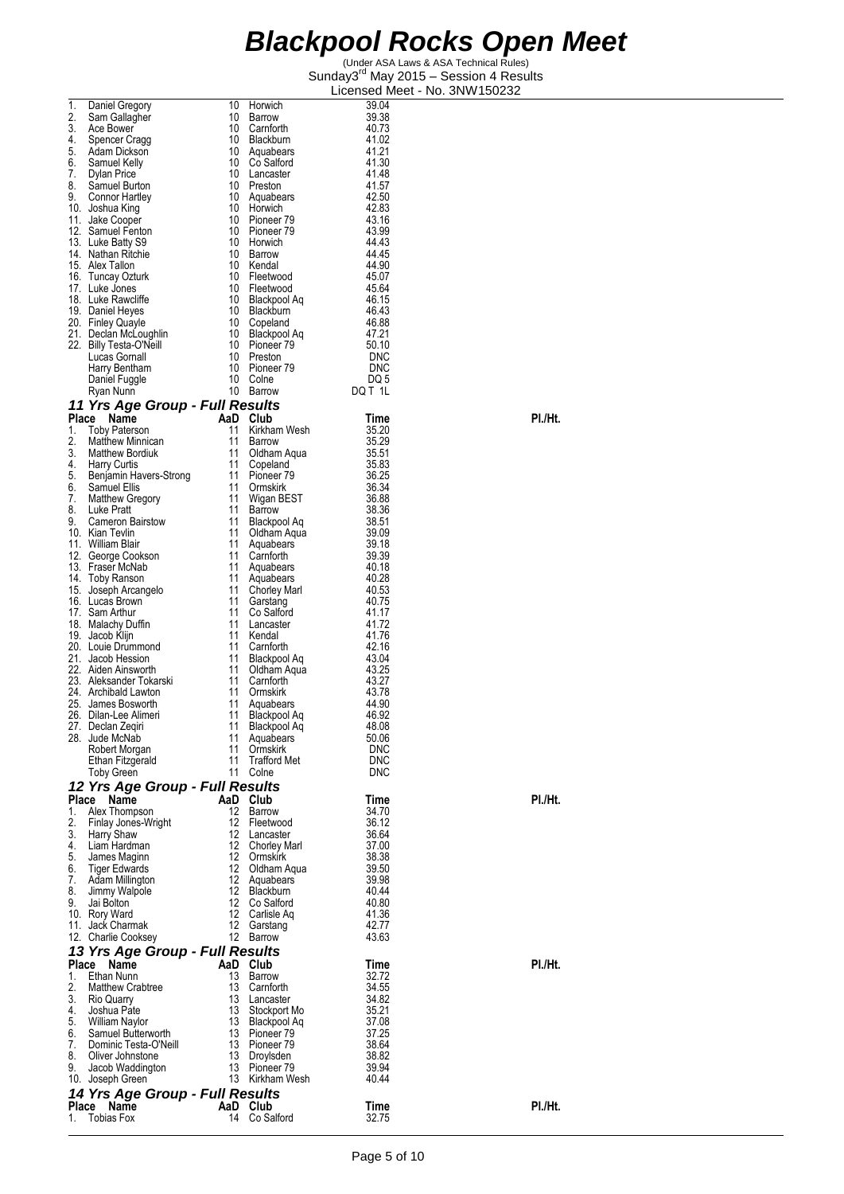# Blackpool Rocks Open Meet

(Under ASA Laws & ASA Technical Rules)
Sunday 3rd May 2015 – Session 4 Results
Licensed Meet - No. 3NW150232

| Place | Name | AaD | Club | Time | Pl./Ht. |
|---|---|---|---|---|---|
| 1. | Daniel Gregory | 10 | Horwich | 39.04 | |
| 2. | Sam Gallagher | 10 | Barrow | 39.38 | |
| 3. | Ace Bower | 10 | Carnforth | 40.73 | |
| 4. | Spencer Cragg | 10 | Blackburn | 41.02 | |
| 5. | Adam Dickson | 10 | Aquabears | 41.21 | |
| 6. | Samuel Kelly | 10 | Co Salford | 41.30 | |
| 7. | Dylan Price | 10 | Lancaster | 41.48 | |
| 8. | Samuel Burton | 10 | Preston | 41.57 | |
| 9. | Connor Hartley | 10 | Aquabears | 42.50 | |
| 10. | Joshua King | 10 | Horwich | 42.83 | |
| 11. | Jake Cooper | 10 | Pioneer 79 | 43.16 | |
| 12. | Samuel Fenton | 10 | Pioneer 79 | 43.99 | |
| 13. | Luke Batty S9 | 10 | Horwich | 44.43 | |
| 14. | Nathan Ritchie | 10 | Barrow | 44.45 | |
| 15. | Alex Tallon | 10 | Kendal | 44.90 | |
| 16. | Tuncay Ozturk | 10 | Fleetwood | 45.07 | |
| 17. | Luke Jones | 10 | Fleetwood | 45.64 | |
| 18. | Luke Rawcliffe | 10 | Blackpool Aq | 46.15 | |
| 19. | Daniel Heyes | 10 | Blackburn | 46.43 | |
| 20. | Finley Quayle | 10 | Copeland | 46.88 | |
| 21. | Declan McLoughlin | 10 | Blackpool Aq | 47.21 | |
| 22. | Billy Testa-O'Neill | 10 | Pioneer 79 | 50.10 | |
| | Lucas Gornall | 10 | Preston | DNC | |
| | Harry Bentham | 10 | Pioneer 79 | DNC | |
| | Daniel Fuggle | 10 | Colne | DQ 5 | |
| | Ryan Nunn | 10 | Barrow | DQ T 1L | |

## 11 Yrs Age Group - Full Results

| Place | Name | AaD | Club | Time | Pl./Ht. |
|---|---|---|---|---|---|
| 1. | Toby Paterson | 11 | Kirkham Wesh | 35.20 | |
| 2. | Matthew Minnican | 11 | Barrow | 35.29 | |
| 3. | Matthew Bordiuk | 11 | Oldham Aqua | 35.51 | |
| 4. | Harry Curtis | 11 | Copeland | 35.83 | |
| 5. | Benjamin Havers-Strong | 11 | Pioneer 79 | 36.25 | |
| 6. | Samuel Ellis | 11 | Ormskirk | 36.34 | |
| 7. | Matthew Gregory | 11 | Wigan BEST | 36.88 | |
| 8. | Luke Pratt | 11 | Barrow | 38.36 | |
| 9. | Cameron Bairstow | 11 | Blackpool Aq | 38.51 | |
| 10. | Kian Tevlin | 11 | Oldham Aqua | 39.09 | |
| 11. | William Blair | 11 | Aquabears | 39.18 | |
| 12. | George Cookson | 11 | Carnforth | 39.39 | |
| 13. | Fraser McNab | 11 | Aquabears | 40.18 | |
| 14. | Toby Ranson | 11 | Aquabears | 40.28 | |
| 15. | Joseph Arcangelo | 11 | Chorley Marl | 40.53 | |
| 16. | Lucas Brown | 11 | Garstang | 40.75 | |
| 17. | Sam Arthur | 11 | Co Salford | 41.17 | |
| 18. | Malachy Duffin | 11 | Lancaster | 41.72 | |
| 19. | Jacob Klijn | 11 | Kendal | 41.76 | |
| 20. | Louie Drummond | 11 | Carnforth | 42.16 | |
| 21. | Jacob Hession | 11 | Blackpool Aq | 43.04 | |
| 22. | Aiden Ainsworth | 11 | Oldham Aqua | 43.25 | |
| 23. | Aleksander Tokarski | 11 | Carnforth | 43.27 | |
| 24. | Archibald Lawton | 11 | Ormskirk | 43.78 | |
| 25. | James Bosworth | 11 | Aquabears | 44.90 | |
| 26. | Dilan-Lee Alimeri | 11 | Blackpool Aq | 46.92 | |
| 27. | Declan Zeqiri | 11 | Blackpool Aq | 48.08 | |
| 28. | Jude McNab | 11 | Aquabears | 50.06 | |
| | Robert Morgan | 11 | Ormskirk | DNC | |
| | Ethan Fitzgerald | 11 | Trafford Met | DNC | |
| | Toby Green | 11 | Colne | DNC | |

## 12 Yrs Age Group - Full Results

| Place | Name | AaD | Club | Time | Pl./Ht. |
|---|---|---|---|---|---|
| 1. | Alex Thompson | 12 | Barrow | 34.70 | |
| 2. | Finlay Jones-Wright | 12 | Fleetwood | 36.12 | |
| 3. | Harry Shaw | 12 | Lancaster | 36.64 | |
| 4. | Liam Hardman | 12 | Chorley Marl | 37.00 | |
| 5. | James Maginn | 12 | Ormskirk | 38.38 | |
| 6. | Tiger Edwards | 12 | Oldham Aqua | 39.50 | |
| 7. | Adam Millington | 12 | Aquabears | 39.98 | |
| 8. | Jimmy Walpole | 12 | Blackburn | 40.44 | |
| 9. | Jai Bolton | 12 | Co Salford | 40.80 | |
| 10. | Rory Ward | 12 | Carlisle Aq | 41.36 | |
| 11. | Jack Charmak | 12 | Garstang | 42.77 | |
| 12. | Charlie Cooksey | 12 | Barrow | 43.63 | |

## 13 Yrs Age Group - Full Results

| Place | Name | AaD | Club | Time | Pl./Ht. |
|---|---|---|---|---|---|
| 1. | Ethan Nunn | 13 | Barrow | 32.72 | |
| 2. | Matthew Crabtree | 13 | Carnforth | 34.55 | |
| 3. | Rio Quarry | 13 | Lancaster | 34.82 | |
| 4. | Joshua Pate | 13 | Stockport Mo | 35.21 | |
| 5. | William Naylor | 13 | Blackpool Aq | 37.08 | |
| 6. | Samuel Butterworth | 13 | Pioneer 79 | 37.25 | |
| 7. | Dominic Testa-O'Neill | 13 | Pioneer 79 | 38.64 | |
| 8. | Oliver Johnstone | 13 | Droylsden | 38.82 | |
| 9. | Jacob Waddington | 13 | Pioneer 79 | 39.94 | |
| 10. | Joseph Green | 13 | Kirkham Wesh | 40.44 | |

## 14 Yrs Age Group - Full Results

| Place | Name | AaD | Club | Time | Pl./Ht. |
|---|---|---|---|---|---|
| 1. | Tobias Fox | 14 | Co Salford | 32.75 | |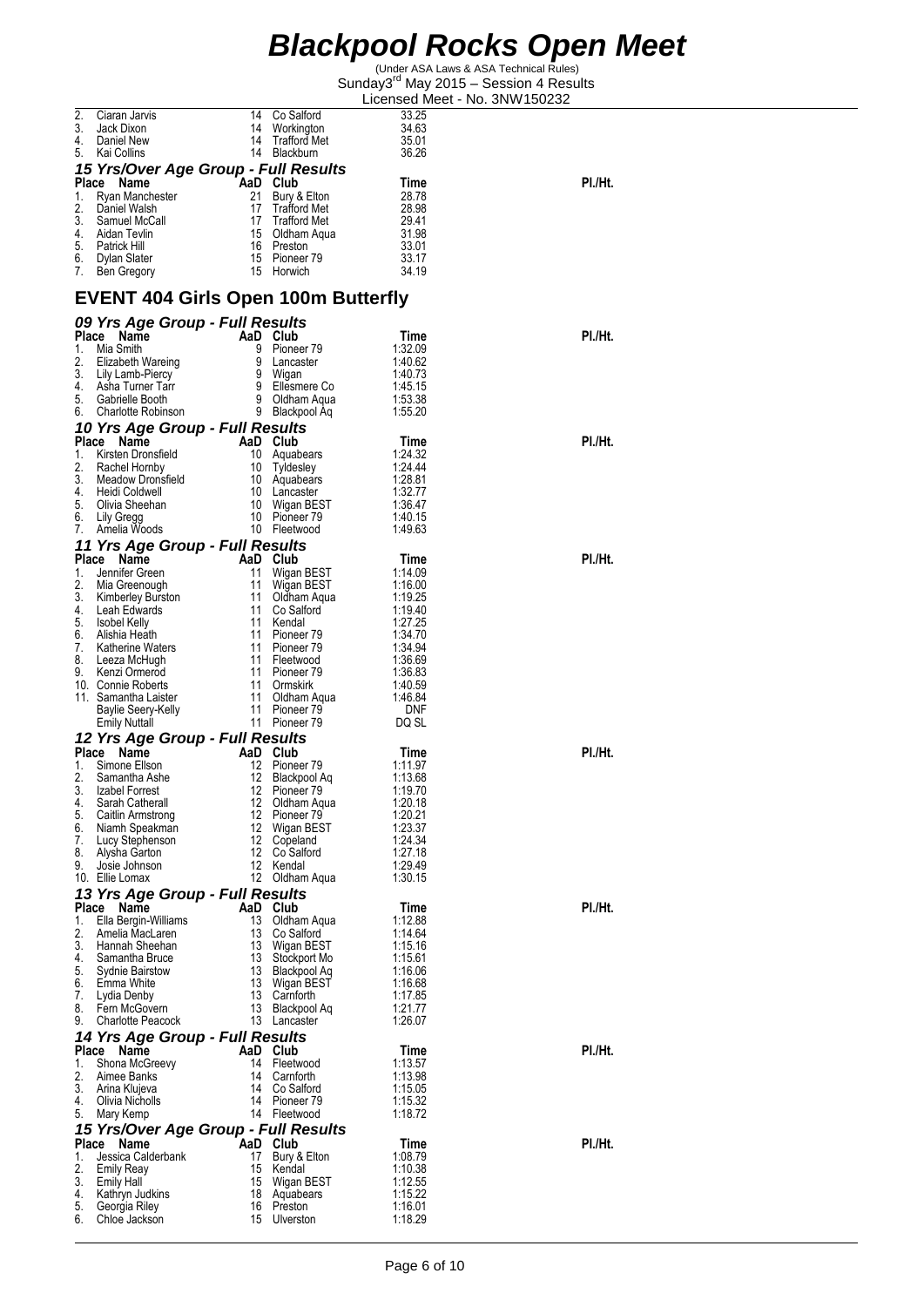# Blackpool Rocks Open Meet

(Under ASA Laws & ASA Technical Rules)
Sunday3rd May 2015 – Session 4 Results
Licensed Meet - No. 3NW150232

| Place | Name | AaD | Club | Time | Pl./Ht. |
|---|---|---|---|---|---|
| 2. | Ciaran Jarvis | 14 | Co Salford | 33.25 | |
| 3. | Jack Dixon | 14 | Workington | 34.63 | |
| 4. | Daniel New | 14 | Trafford Met | 35.01 | |
| 5. | Kai Collins | 14 | Blackburn | 36.26 | |

### 15 Yrs/Over Age Group - Full Results

| Place | Name | AaD | Club | Time | Pl./Ht. |
|---|---|---|---|---|---|
| 1. | Ryan Manchester | 21 | Bury & Elton | 28.78 | |
| 2. | Daniel Walsh | 17 | Trafford Met | 28.98 | |
| 3. | Samuel McCall | 17 | Trafford Met | 29.41 | |
| 4. | Aidan Tevlin | 15 | Oldham Aqua | 31.98 | |
| 5. | Patrick Hill | 16 | Preston | 33.01 | |
| 6. | Dylan Slater | 15 | Pioneer 79 | 33.17 | |
| 7. | Ben Gregory | 15 | Horwich | 34.19 | |

## EVENT 404 Girls Open 100m Butterfly

### 09 Yrs Age Group - Full Results

| Place | Name | AaD | Club | Time | Pl./Ht. |
|---|---|---|---|---|---|
| 1. | Mia Smith | 9 | Pioneer 79 | 1:32.09 | |
| 2. | Elizabeth Wareing | 9 | Lancaster | 1:40.62 | |
| 3. | Lily Lamb-Piercy | 9 | Wigan | 1:40.73 | |
| 4. | Asha Turner Tarr | 9 | Ellesmere Co | 1:45.15 | |
| 5. | Gabrielle Booth | 9 | Oldham Aqua | 1:53.38 | |
| 6. | Charlotte Robinson | 9 | Blackpool Aq | 1:55.20 | |

### 10 Yrs Age Group - Full Results

| Place | Name | AaD | Club | Time | Pl./Ht. |
|---|---|---|---|---|---|
| 1. | Kirsten Dronsfield | 10 | Aquabears | 1:24.32 | |
| 2. | Rachel Hornby | 10 | Tyldesley | 1:24.44 | |
| 3. | Meadow Dronsfield | 10 | Aquabears | 1:28.81 | |
| 4. | Heidi Coldwell | 10 | Lancaster | 1:32.77 | |
| 5. | Olivia Sheehan | 10 | Wigan BEST | 1:36.47 | |
| 6. | Lily Gregg | 10 | Pioneer 79 | 1:40.15 | |
| 7. | Amelia Woods | 10 | Fleetwood | 1:49.63 | |

### 11 Yrs Age Group - Full Results

| Place | Name | AaD | Club | Time | Pl./Ht. |
|---|---|---|---|---|---|
| 1. | Jennifer Green | 11 | Wigan BEST | 1:14.09 | |
| 2. | Mia Greenough | 11 | Wigan BEST | 1:16.00 | |
| 3. | Kimberley Burston | 11 | Oldham Aqua | 1:19.25 | |
| 4. | Leah Edwards | 11 | Co Salford | 1:19.40 | |
| 5. | Isobel Kelly | 11 | Kendal | 1:27.25 | |
| 6. | Alishia Heath | 11 | Pioneer 79 | 1:34.70 | |
| 7. | Katherine Waters | 11 | Pioneer 79 | 1:34.94 | |
| 8. | Leeza McHugh | 11 | Fleetwood | 1:36.69 | |
| 9. | Kenzi Ormerod | 11 | Pioneer 79 | 1:36.83 | |
| 10. | Connie Roberts | 11 | Ormskirk | 1:40.59 | |
| 11. | Samantha Laister | 11 | Oldham Aqua | 1:46.84 | |
| | Baylie Seery-Kelly | 11 | Pioneer 79 | DNF | |
| | Emily Nuttall | 11 | Pioneer 79 | DQ SL | |

### 12 Yrs Age Group - Full Results

| Place | Name | AaD | Club | Time | Pl./Ht. |
|---|---|---|---|---|---|
| 1. | Simone Ellson | 12 | Pioneer 79 | 1:11.97 | |
| 2. | Samantha Ashe | 12 | Blackpool Aq | 1:13.68 | |
| 3. | Izabel Forrest | 12 | Pioneer 79 | 1:19.70 | |
| 4. | Sarah Catherall | 12 | Oldham Aqua | 1:20.18 | |
| 5. | Caitlin Armstrong | 12 | Pioneer 79 | 1:20.21 | |
| 6. | Niamh Speakman | 12 | Wigan BEST | 1:23.37 | |
| 7. | Lucy Stephenson | 12 | Copeland | 1:24.34 | |
| 8. | Alysha Garton | 12 | Co Salford | 1:27.18 | |
| 9. | Josie Johnson | 12 | Kendal | 1:29.49 | |
| 10. | Ellie Lomax | 12 | Oldham Aqua | 1:30.15 | |

### 13 Yrs Age Group - Full Results

| Place | Name | AaD | Club | Time | Pl./Ht. |
|---|---|---|---|---|---|
| 1. | Ella Bergin-Williams | 13 | Oldham Aqua | 1:12.88 | |
| 2. | Amelia MacLaren | 13 | Co Salford | 1:14.64 | |
| 3. | Hannah Sheehan | 13 | Wigan BEST | 1:15.16 | |
| 4. | Samantha Bruce | 13 | Stockport Mo | 1:15.61 | |
| 5. | Sydnie Bairstow | 13 | Blackpool Aq | 1:16.06 | |
| 6. | Emma White | 13 | Wigan BEST | 1:16.68 | |
| 7. | Lydia Denby | 13 | Carnforth | 1:17.85 | |
| 8. | Fern McGovern | 13 | Blackpool Aq | 1:21.77 | |
| 9. | Charlotte Peacock | 13 | Lancaster | 1:26.07 | |

### 14 Yrs Age Group - Full Results

| Place | Name | AaD | Club | Time | Pl./Ht. |
|---|---|---|---|---|---|
| 1. | Shona McGreevy | 14 | Fleetwood | 1:13.57 | |
| 2. | Aimee Banks | 14 | Carnforth | 1:13.98 | |
| 3. | Arina Klujeva | 14 | Co Salford | 1:15.05 | |
| 4. | Olivia Nicholls | 14 | Pioneer 79 | 1:15.32 | |
| 5. | Mary Kemp | 14 | Fleetwood | 1:18.72 | |

### 15 Yrs/Over Age Group - Full Results

| Place | Name | AaD | Club | Time | Pl./Ht. |
|---|---|---|---|---|---|
| 1. | Jessica Calderbank | 17 | Bury & Elton | 1:08.79 | |
| 2. | Emily Reay | 15 | Kendal | 1:10.38 | |
| 3. | Emily Hall | 15 | Wigan BEST | 1:12.55 | |
| 4. | Kathryn Judkins | 18 | Aquabears | 1:15.22 | |
| 5. | Georgia Riley | 16 | Preston | 1:16.01 | |
| 6. | Chloe Jackson | 15 | Ulverston | 1:18.29 | |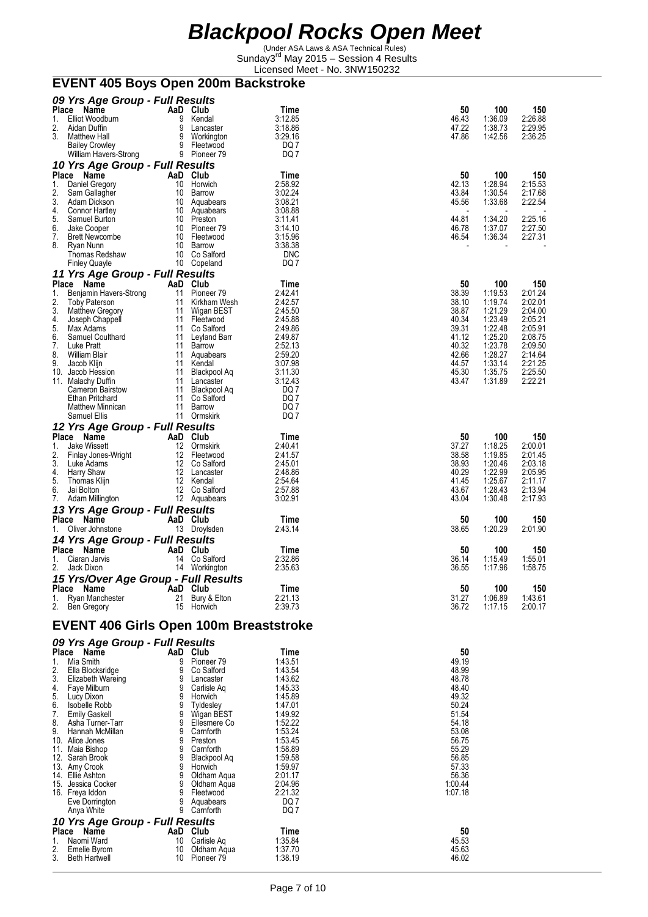# Blackpool Rocks Open Meet

(Under ASA Laws & ASA Technical Rules)
Sunday3rd May 2015 – Session 4 Results
Licensed Meet - No. 3NW150232

## EVENT 405 Boys Open 200m Backstroke

### 09 Yrs Age Group - Full Results

| Place | Name | AaD | Club | Time | 50 | 100 | 150 |
|---|---|---|---|---|---|---|---|
| 1. | Elliot Woodburn | 9 | Kendal | 3:12.85 | 46.43 | 1:36.09 | 2:26.88 |
| 2. | Aidan Duffin | 9 | Lancaster | 3:18.86 | 47.22 | 1:38.73 | 2:29.95 |
| 3. | Matthew Hall | 9 | Workington | 3:29.16 | 47.86 | 1:42.56 | 2:36.25 |
| | Bailey Crowley | 9 | Fleetwood | DQ 7 | | | |
| | William Havers-Strong | 9 | Pioneer 79 | DQ 7 | | | |

### 10 Yrs Age Group - Full Results

| Place | Name | AaD | Club | Time | 50 | 100 | 150 |
|---|---|---|---|---|---|---|---|
| 1. | Daniel Gregory | 10 | Horwich | 2:58.92 | 42.13 | 1:28.94 | 2:15.53 |
| 2. | Sam Gallagher | 10 | Barrow | 3:02.24 | 43.84 | 1:30.54 | 2:17.68 |
| 3. | Adam Dickson | 10 | Aquabears | 3:08.21 | 45.56 | 1:33.68 | 2:22.54 |
| 4. | Connor Hartley | 10 | Aquabears | 3:08.88 | - | - | - |
| 5. | Samuel Burton | 10 | Preston | 3:11.41 | 44.81 | 1:34.20 | 2:25.16 |
| 6. | Jake Cooper | 10 | Pioneer 79 | 3:14.10 | 46.78 | 1:37.07 | 2:27.50 |
| 7. | Brett Newcombe | 10 | Fleetwood | 3:15.96 | 46.54 | 1:36.34 | 2:27.31 |
| 8. | Ryan Nunn | 10 | Barrow | 3:38.38 | - | - | - |
| | Thomas Redshaw | 10 | Co Salford | DNC | | | |
| | Finley Quayle | 10 | Copeland | DQ 7 | | | |

### 11 Yrs Age Group - Full Results

| Place | Name | AaD | Club | Time | 50 | 100 | 150 |
|---|---|---|---|---|---|---|---|
| 1. | Benjamin Havers-Strong | 11 | Pioneer 79 | 2:42.41 | 38.39 | 1:19.53 | 2:01.24 |
| 2. | Toby Paterson | 11 | Kirkham Wesh | 2:42.57 | 38.10 | 1:19.74 | 2:02.01 |
| 3. | Matthew Gregory | 11 | Wigan BEST | 2:45.50 | 38.87 | 1:21.29 | 2:04.00 |
| 4. | Joseph Chappell | 11 | Fleetwood | 2:45.88 | 40.34 | 1:23.49 | 2:05.21 |
| 5. | Max Adams | 11 | Co Salford | 2:49.86 | 39.31 | 1:22.48 | 2:05.91 |
| 6. | Samuel Coulthard | 11 | Leyland Barr | 2:49.87 | 41.12 | 1:25.20 | 2:08.75 |
| 7. | Luke Pratt | 11 | Barrow | 2:52.13 | 40.32 | 1:23.78 | 2:09.50 |
| 8. | William Blair | 11 | Aquabears | 2:59.20 | 42.66 | 1:28.27 | 2:14.64 |
| 9. | Jacob Klijn | 11 | Kendal | 3:07.98 | 44.57 | 1:33.14 | 2:21.25 |
| 10. | Jacob Hession | 11 | Blackpool Aq | 3:11.30 | 45.30 | 1:35.75 | 2:25.50 |
| 11. | Malachy Duffin | 11 | Lancaster | 3:12.43 | 43.47 | 1:31.89 | 2:22.21 |
| | Cameron Bairstow | 11 | Blackpool Aq | DQ 7 | | | |
| | Ethan Pritchard | 11 | Co Salford | DQ 7 | | | |
| | Matthew Minnican | 11 | Barrow | DQ 7 | | | |
| | Samuel Ellis | 11 | Ormskirk | DQ 7 | | | |

### 12 Yrs Age Group - Full Results

| Place | Name | AaD | Club | Time | 50 | 100 | 150 |
|---|---|---|---|---|---|---|---|
| 1. | Jake Wissett | 12 | Ormskirk | 2:40.41 | 37.27 | 1:18.25 | 2:00.01 |
| 2. | Finlay Jones-Wright | 12 | Fleetwood | 2:41.57 | 38.58 | 1:19.85 | 2:01.45 |
| 3. | Luke Adams | 12 | Co Salford | 2:45.01 | 38.93 | 1:20.46 | 2:03.18 |
| 4. | Harry Shaw | 12 | Lancaster | 2:48.86 | 40.29 | 1:22.99 | 2:05.95 |
| 5. | Thomas Klijn | 12 | Kendal | 2:54.64 | 41.45 | 1:25.67 | 2:11.17 |
| 6. | Jai Bolton | 12 | Co Salford | 2:57.88 | 43.67 | 1:28.43 | 2:13.94 |
| 7. | Adam Millington | 12 | Aquabears | 3:02.91 | 43.04 | 1:30.48 | 2:17.93 |

### 13 Yrs Age Group - Full Results

| Place | Name | AaD | Club | Time | 50 | 100 | 150 |
|---|---|---|---|---|---|---|---|
| 1. | Oliver Johnstone | 13 | Droylsden | 2:43.14 | 38.65 | 1:20.29 | 2:01.90 |

### 14 Yrs Age Group - Full Results

| Place | Name | AaD | Club | Time | 50 | 100 | 150 |
|---|---|---|---|---|---|---|---|
| 1. | Ciaran Jarvis | 14 | Co Salford | 2:32.86 | 36.14 | 1:15.49 | 1:55.01 |
| 2. | Jack Dixon | 14 | Workington | 2:35.63 | 36.55 | 1:17.96 | 1:58.75 |

### 15 Yrs/Over Age Group - Full Results

| Place | Name | AaD | Club | Time | 50 | 100 | 150 |
|---|---|---|---|---|---|---|---|
| 1. | Ryan Manchester | 21 | Bury & Elton | 2:21.13 | 31.27 | 1:06.89 | 1:43.61 |
| 2. | Ben Gregory | 15 | Horwich | 2:39.73 | 36.72 | 1:17.15 | 2:00.17 |

## EVENT 406 Girls Open 100m Breaststroke

### 09 Yrs Age Group - Full Results

| Place | Name | AaD | Club | Time | 50 |
|---|---|---|---|---|---|
| 1. | Mia Smith | 9 | Pioneer 79 | 1:43.51 | 49.19 |
| 2. | Ella Blocksridge | 9 | Co Salford | 1:43.54 | 48.99 |
| 3. | Elizabeth Wareing | 9 | Lancaster | 1:43.62 | 48.78 |
| 4. | Faye Milburn | 9 | Carlisle Aq | 1:45.33 | 48.40 |
| 5. | Lucy Dixon | 9 | Horwich | 1:45.89 | 49.32 |
| 6. | Isobelle Robb | 9 | Tyldesley | 1:47.01 | 50.24 |
| 7. | Emily Gaskell | 9 | Wigan BEST | 1:49.92 | 51.54 |
| 8. | Asha Turner-Tarr | 9 | Ellesmere Co | 1:52.22 | 54.18 |
| 9. | Hannah McMillan | 9 | Carnforth | 1:53.24 | 53.08 |
| 10. | Alice Jones | 9 | Preston | 1:53.45 | 56.75 |
| 11. | Maia Bishop | 9 | Carnforth | 1:58.89 | 55.29 |
| 12. | Sarah Brook | 9 | Blackpool Aq | 1:59.58 | 56.85 |
| 13. | Amy Crook | 9 | Horwich | 1:59.97 | 57.33 |
| 14. | Ellie Ashton | 9 | Oldham Aqua | 2:01.17 | 56.36 |
| 15. | Jessica Cocker | 9 | Oldham Aqua | 2:04.96 | 1:00.44 |
| 16. | Freya Iddon | 9 | Fleetwood | 2:21.32 | 1:07.18 |
| | Eve Dorrington | 9 | Aquabears | DQ 7 | |
| | Anya White | 9 | Carnforth | DQ 7 | |

### 10 Yrs Age Group - Full Results

| Place | Name | AaD | Club | Time | 50 |
|---|---|---|---|---|---|
| 1. | Naomi Ward | 10 | Carlisle Aq | 1:35.84 | 45.53 |
| 2. | Emelie Byrom | 10 | Oldham Aqua | 1:37.70 | 45.63 |
| 3. | Beth Hartwell | 10 | Pioneer 79 | 1:38.19 | 46.02 |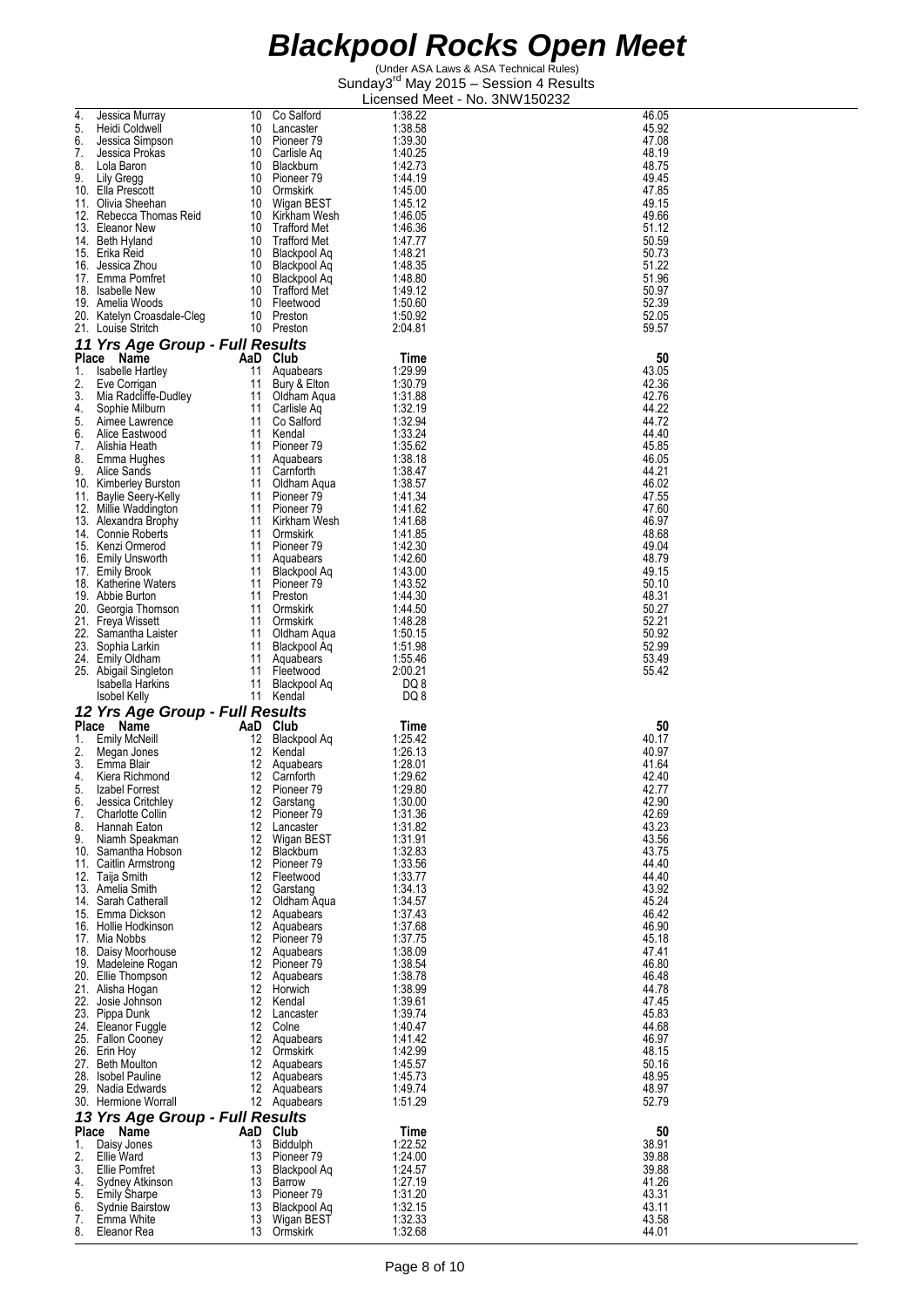# Blackpool Rocks Open Meet

(Under ASA Laws & ASA Technical Rules)
Sunday3rd May 2015 – Session 4 Results
Licensed Meet - No. 3NW150232

| Place | Name | AaD | Club | Time | 50 |
|---|---|---|---|---|---|
| 4. | Jessica Murray | 10 | Co Salford | 1:38.22 | 46.05 |
| 5. | Heidi Coldwell | 10 | Lancaster | 1:38.58 | 45.92 |
| 6. | Jessica Simpson | 10 | Pioneer 79 | 1:39.30 | 47.08 |
| 7. | Jessica Prokas | 10 | Carlisle Aq | 1:40.25 | 48.19 |
| 8. | Lola Baron | 10 | Blackburn | 1:42.73 | 48.75 |
| 9. | Lily Gregg | 10 | Pioneer 79 | 1:44.19 | 49.45 |
| 10. | Ella Prescott | 10 | Ormskirk | 1:45.00 | 47.85 |
| 11. | Olivia Sheehan | 10 | Wigan BEST | 1:45.12 | 49.15 |
| 12. | Rebecca Thomas Reid | 10 | Kirkham Wesh | 1:46.05 | 49.66 |
| 13. | Eleanor New | 10 | Trafford Met | 1:46.36 | 51.12 |
| 14. | Beth Hyland | 10 | Trafford Met | 1:47.77 | 50.59 |
| 15. | Erika Reid | 10 | Blackpool Aq | 1:48.21 | 50.73 |
| 16. | Jessica Zhou | 10 | Blackpool Aq | 1:48.35 | 51.22 |
| 17. | Emma Pomfret | 10 | Blackpool Aq | 1:48.80 | 51.96 |
| 18. | Isabelle New | 10 | Trafford Met | 1:49.12 | 50.97 |
| 19. | Amelia Woods | 10 | Fleetwood | 1:50.60 | 52.39 |
| 20. | Katelyn Croasdale-Cleg | 10 | Preston | 1:50.92 | 52.05 |
| 21. | Louise Stritch | 10 | Preston | 2:04.81 | 59.57 |

## 11 Yrs Age Group - Full Results

| Place | Name | AaD | Club | Time | 50 |
|---|---|---|---|---|---|
| 1. | Isabelle Hartley | 11 | Aquabears | 1:29.99 | 43.05 |
| 2. | Eve Corrigan | 11 | Bury & Elton | 1:30.79 | 42.36 |
| 3. | Mia Radcliffe-Dudley | 11 | Oldham Aqua | 1:31.88 | 42.76 |
| 4. | Sophie Milburn | 11 | Carlisle Aq | 1:32.19 | 44.22 |
| 5. | Aimee Lawrence | 11 | Co Salford | 1:32.94 | 44.72 |
| 6. | Alice Eastwood | 11 | Kendal | 1:33.24 | 44.40 |
| 7. | Alishia Heath | 11 | Pioneer 79 | 1:35.62 | 45.85 |
| 8. | Emma Hughes | 11 | Aquabears | 1:38.18 | 46.05 |
| 9. | Alice Sands | 11 | Carnforth | 1:38.47 | 44.21 |
| 10. | Kimberley Burston | 11 | Oldham Aqua | 1:38.57 | 46.02 |
| 11. | Baylie Seery-Kelly | 11 | Pioneer 79 | 1:41.34 | 47.55 |
| 12. | Millie Waddington | 11 | Pioneer 79 | 1:41.62 | 47.60 |
| 13. | Alexandra Brophy | 11 | Kirkham Wesh | 1:41.68 | 46.97 |
| 14. | Connie Roberts | 11 | Ormskirk | 1:41.85 | 48.68 |
| 15. | Kenzi Ormerod | 11 | Pioneer 79 | 1:42.30 | 49.04 |
| 16. | Emily Unsworth | 11 | Aquabears | 1:42.60 | 48.79 |
| 17. | Emily Brook | 11 | Blackpool Aq | 1:43.00 | 49.15 |
| 18. | Katherine Waters | 11 | Pioneer 79 | 1:43.52 | 50.10 |
| 19. | Abbie Burton | 11 | Preston | 1:44.30 | 48.31 |
| 20. | Georgia Thomson | 11 | Ormskirk | 1:44.50 | 50.27 |
| 21. | Freya Wissett | 11 | Ormskirk | 1:48.28 | 52.21 |
| 22. | Samantha Laister | 11 | Oldham Aqua | 1:50.15 | 50.92 |
| 23. | Sophia Larkin | 11 | Blackpool Aq | 1:51.98 | 52.99 |
| 24. | Emily Oldham | 11 | Aquabears | 1:55.46 | 53.49 |
| 25. | Abigail Singleton | 11 | Fleetwood | 2:00.21 | 55.42 |
| | Isabella Harkins | 11 | Blackpool Aq | DQ 8 | |
| | Isobel Kelly | 11 | Kendal | DQ 8 | |

## 12 Yrs Age Group - Full Results

| Place | Name | AaD | Club | Time | 50 |
|---|---|---|---|---|---|
| 1. | Emily McNeill | 12 | Blackpool Aq | 1:25.42 | 40.17 |
| 2. | Megan Jones | 12 | Kendal | 1:26.13 | 40.97 |
| 3. | Emma Blair | 12 | Aquabears | 1:28.01 | 41.64 |
| 4. | Kiera Richmond | 12 | Carnforth | 1:29.62 | 42.40 |
| 5. | Izabel Forrest | 12 | Pioneer 79 | 1:29.80 | 42.77 |
| 6. | Jessica Critchley | 12 | Garstang | 1:30.00 | 42.90 |
| 7. | Charlotte Collin | 12 | Pioneer 79 | 1:31.36 | 42.69 |
| 8. | Hannah Eaton | 12 | Lancaster | 1:31.82 | 43.23 |
| 9. | Niamh Speakman | 12 | Wigan BEST | 1:31.91 | 43.56 |
| 10. | Samantha Hobson | 12 | Blackburn | 1:32.83 | 43.75 |
| 11. | Caitlin Armstrong | 12 | Pioneer 79 | 1:33.56 | 44.40 |
| 12. | Taija Smith | 12 | Fleetwood | 1:33.77 | 44.40 |
| 13. | Amelia Smith | 12 | Garstang | 1:34.13 | 43.92 |
| 14. | Sarah Catherall | 12 | Oldham Aqua | 1:34.57 | 45.24 |
| 15. | Emma Dickson | 12 | Aquabears | 1:37.43 | 46.42 |
| 16. | Hollie Hodkinson | 12 | Aquabears | 1:37.68 | 46.90 |
| 17. | Mia Nobbs | 12 | Pioneer 79 | 1:37.75 | 45.18 |
| 18. | Daisy Moorhouse | 12 | Aquabears | 1:38.09 | 47.41 |
| 19. | Madeleine Rogan | 12 | Pioneer 79 | 1:38.54 | 46.80 |
| 20. | Ellie Thompson | 12 | Aquabears | 1:38.78 | 46.48 |
| 21. | Alisha Hogan | 12 | Horwich | 1:38.99 | 44.78 |
| 22. | Josie Johnson | 12 | Kendal | 1:39.61 | 47.45 |
| 23. | Pippa Dunk | 12 | Lancaster | 1:39.74 | 45.83 |
| 24. | Eleanor Fuggle | 12 | Colne | 1:40.47 | 44.68 |
| 25. | Fallon Cooney | 12 | Aquabears | 1:41.42 | 46.97 |
| 26. | Erin Hoy | 12 | Ormskirk | 1:42.99 | 48.15 |
| 27. | Beth Moulton | 12 | Aquabears | 1:45.57 | 50.16 |
| 28. | Isobel Pauline | 12 | Aquabears | 1:45.73 | 48.95 |
| 29. | Nadia Edwards | 12 | Aquabears | 1:49.74 | 48.97 |
| 30. | Hermione Worrall | 12 | Aquabears | 1:51.29 | 52.79 |

## 13 Yrs Age Group - Full Results

| Place | Name | AaD | Club | Time | 50 |
|---|---|---|---|---|---|
| 1. | Daisy Jones | 13 | Biddulph | 1:22.52 | 38.91 |
| 2. | Ellie Ward | 13 | Pioneer 79 | 1:24.00 | 39.88 |
| 3. | Ellie Pomfret | 13 | Blackpool Aq | 1:24.57 | 39.88 |
| 4. | Sydney Atkinson | 13 | Barrow | 1:27.19 | 41.26 |
| 5. | Emily Sharpe | 13 | Pioneer 79 | 1:31.20 | 43.31 |
| 6. | Sydnie Bairstow | 13 | Blackpool Aq | 1:32.15 | 43.11 |
| 7. | Emma White | 13 | Wigan BEST | 1:32.33 | 43.58 |
| 8. | Eleanor Rea | 13 | Ormskirk | 1:32.68 | 44.01 |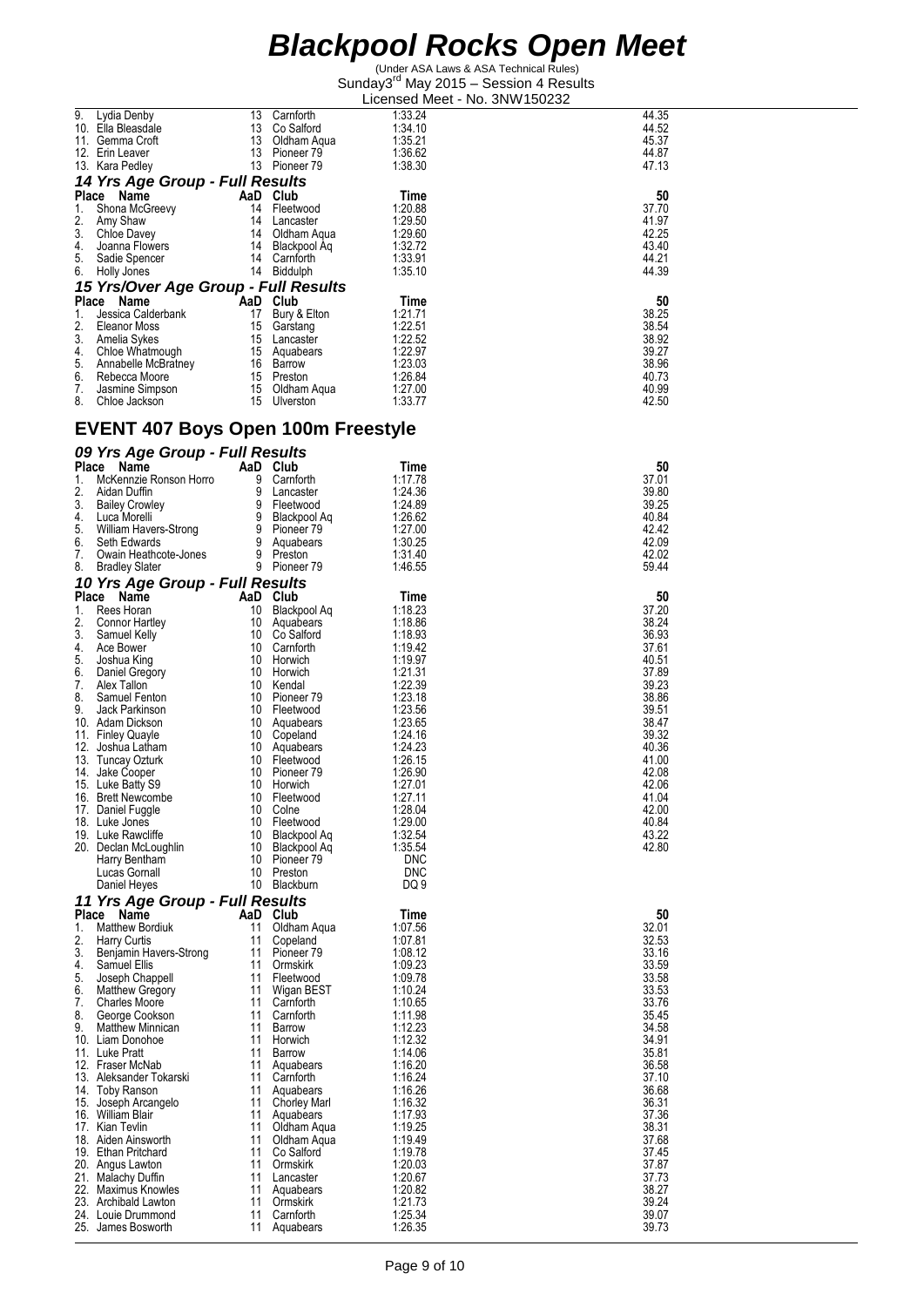# Blackpool Rocks Open Meet

(Under ASA Laws & ASA Technical Rules)
Sunday3rd May 2015 – Session 4 Results
Licensed Meet - No. 3NW150232

| Place | Name | AaD | Club | Time | 50 |
|---|---|---|---|---|---|
| 9. | Lydia Denby | 13 | Carnforth | 1:33.24 | 44.35 |
| 10. | Ella Bleasdale | 13 | Co Salford | 1:34.10 | 44.52 |
| 11. | Gemma Croft | 13 | Oldham Aqua | 1:35.21 | 45.37 |
| 12. | Erin Leaver | 13 | Pioneer 79 | 1:36.62 | 44.87 |
| 13. | Kara Pedley | 13 | Pioneer 79 | 1:38.30 | 47.13 |

### 14 Yrs Age Group - Full Results

| Place | Name | AaD | Club | Time | 50 |
|---|---|---|---|---|---|
| 1. | Shona McGreevy | 14 | Fleetwood | 1:20.88 | 37.70 |
| 2. | Amy Shaw | 14 | Lancaster | 1:29.50 | 41.97 |
| 3. | Chloe Davey | 14 | Oldham Aqua | 1:29.60 | 42.25 |
| 4. | Joanna Flowers | 14 | Blackpool Aq | 1:32.72 | 43.40 |
| 5. | Sadie Spencer | 14 | Carnforth | 1:33.91 | 44.21 |
| 6. | Holly Jones | 14 | Biddulph | 1:35.10 | 44.39 |

### 15 Yrs/Over Age Group - Full Results

| Place | Name | AaD | Club | Time | 50 |
|---|---|---|---|---|---|
| 1. | Jessica Calderbank | 17 | Bury & Elton | 1:21.71 | 38.25 |
| 2. | Eleanor Moss | 15 | Garstang | 1:22.51 | 38.54 |
| 3. | Amelia Sykes | 15 | Lancaster | 1:22.52 | 38.92 |
| 4. | Chloe Whatmough | 15 | Aquabears | 1:22.97 | 39.27 |
| 5. | Annabelle McBratney | 16 | Barrow | 1:23.03 | 38.96 |
| 6. | Rebecca Moore | 15 | Preston | 1:26.84 | 40.73 |
| 7. | Jasmine Simpson | 15 | Oldham Aqua | 1:27.00 | 40.99 |
| 8. | Chloe Jackson | 15 | Ulverston | 1:33.77 | 42.50 |

## EVENT 407 Boys Open 100m Freestyle

### 09 Yrs Age Group - Full Results

| Place | Name | AaD | Club | Time | 50 |
|---|---|---|---|---|---|
| 1. | McKennzie Ronson Horro | 9 | Carnforth | 1:17.78 | 37.01 |
| 2. | Aidan Duffin | 9 | Lancaster | 1:24.36 | 39.80 |
| 3. | Bailey Crowley | 9 | Fleetwood | 1:24.89 | 39.25 |
| 4. | Luca Morelli | 9 | Blackpool Aq | 1:26.62 | 40.84 |
| 5. | William Havers-Strong | 9 | Pioneer 79 | 1:27.00 | 42.42 |
| 6. | Seth Edwards | 9 | Aquabears | 1:30.25 | 42.09 |
| 7. | Owain Heathcote-Jones | 9 | Preston | 1:31.40 | 42.02 |
| 8. | Bradley Slater | 9 | Pioneer 79 | 1:46.55 | 59.44 |

### 10 Yrs Age Group - Full Results

| Place | Name | AaD | Club | Time | 50 |
|---|---|---|---|---|---|
| 1. | Rees Horan | 10 | Blackpool Aq | 1:18.23 | 37.20 |
| 2. | Connor Hartley | 10 | Aquabears | 1:18.86 | 38.24 |
| 3. | Samuel Kelly | 10 | Co Salford | 1:18.93 | 36.93 |
| 4. | Ace Bower | 10 | Carnforth | 1:19.42 | 37.61 |
| 5. | Joshua King | 10 | Horwich | 1:19.97 | 40.51 |
| 6. | Daniel Gregory | 10 | Horwich | 1:21.31 | 37.89 |
| 7. | Alex Tallon | 10 | Kendal | 1:22.39 | 39.23 |
| 8. | Samuel Fenton | 10 | Pioneer 79 | 1:23.18 | 38.86 |
| 9. | Jack Parkinson | 10 | Fleetwood | 1:23.56 | 39.51 |
| 10. | Adam Dickson | 10 | Aquabears | 1:23.65 | 38.47 |
| 11. | Finley Quayle | 10 | Copeland | 1:24.16 | 39.32 |
| 12. | Joshua Latham | 10 | Aquabears | 1:24.23 | 40.36 |
| 13. | Tuncay Ozturk | 10 | Fleetwood | 1:26.15 | 41.00 |
| 14. | Jake Cooper | 10 | Pioneer 79 | 1:26.90 | 42.08 |
| 15. | Luke Batty S9 | 10 | Horwich | 1:27.01 | 42.06 |
| 16. | Brett Newcombe | 10 | Fleetwood | 1:27.11 | 41.04 |
| 17. | Daniel Fuggle | 10 | Colne | 1:28.04 | 42.00 |
| 18. | Luke Jones | 10 | Fleetwood | 1:29.00 | 40.84 |
| 19. | Luke Rawcliffe | 10 | Blackpool Aq | 1:32.54 | 43.22 |
| 20. | Declan McLoughlin | 10 | Blackpool Aq | 1:35.54 | 42.80 |
| | Harry Bentham | 10 | Pioneer 79 | DNC | |
| | Lucas Gornall | 10 | Preston | DNC | |
| | Daniel Heyes | 10 | Blackburn | DQ 9 | |

### 11 Yrs Age Group - Full Results

| Place | Name | AaD | Club | Time | 50 |
|---|---|---|---|---|---|
| 1. | Matthew Bordiuk | 11 | Oldham Aqua | 1:07.56 | 32.01 |
| 2. | Harry Curtis | 11 | Copeland | 1:07.81 | 32.53 |
| 3. | Benjamin Havers-Strong | 11 | Pioneer 79 | 1:08.12 | 33.16 |
| 4. | Samuel Ellis | 11 | Ormskirk | 1:09.23 | 33.59 |
| 5. | Joseph Chappell | 11 | Fleetwood | 1:09.78 | 33.58 |
| 6. | Matthew Gregory | 11 | Wigan BEST | 1:10.24 | 33.53 |
| 7. | Charles Moore | 11 | Carnforth | 1:10.65 | 33.76 |
| 8. | George Cookson | 11 | Carnforth | 1:11.98 | 35.45 |
| 9. | Matthew Minnican | 11 | Barrow | 1:12.23 | 34.58 |
| 10. | Liam Donohoe | 11 | Horwich | 1:12.32 | 34.91 |
| 11. | Luke Pratt | 11 | Barrow | 1:14.06 | 35.81 |
| 12. | Fraser McNab | 11 | Aquabears | 1:16.20 | 36.58 |
| 13. | Aleksander Tokarski | 11 | Carnforth | 1:16.24 | 37.10 |
| 14. | Toby Ranson | 11 | Aquabears | 1:16.26 | 36.68 |
| 15. | Joseph Arcangelo | 11 | Chorley Marl | 1:16.32 | 36.31 |
| 16. | William Blair | 11 | Aquabears | 1:17.93 | 37.36 |
| 17. | Kian Tevlin | 11 | Oldham Aqua | 1:19.25 | 38.31 |
| 18. | Aiden Ainsworth | 11 | Oldham Aqua | 1:19.49 | 37.68 |
| 19. | Ethan Pritchard | 11 | Co Salford | 1:19.78 | 37.45 |
| 20. | Angus Lawton | 11 | Ormskirk | 1:20.03 | 37.87 |
| 21. | Malachy Duffin | 11 | Lancaster | 1:20.67 | 37.73 |
| 22. | Maximus Knowles | 11 | Aquabears | 1:20.82 | 38.27 |
| 23. | Archibald Lawton | 11 | Ormskirk | 1:21.73 | 39.24 |
| 24. | Louie Drummond | 11 | Carnforth | 1:25.34 | 39.07 |
| 25. | James Bosworth | 11 | Aquabears | 1:26.35 | 39.73 |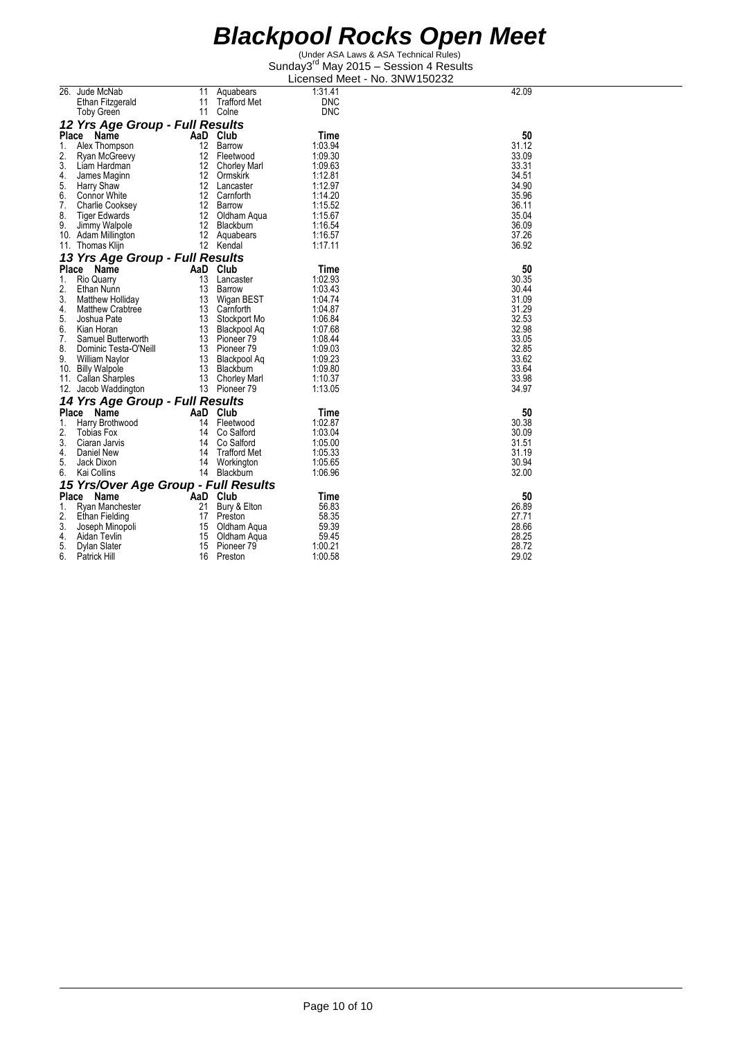# Blackpool Rocks Open Meet

(Under ASA Laws & ASA Technical Rules)
Sunday3[rd] May 2015 – Session 4 Results
Licensed Meet - No. 3NW150232

| Place | Name | AaD | Club | Time | 50 |
|---|---|---|---|---|---|
| 26. | Jude McNab | 11 | Aquabears | 1:31.41 | 42.09 |
| | Ethan Fitzgerald | 11 | Trafford Met | DNC | |
| | Toby Green | 11 | Colne | DNC | |

### 12 Yrs Age Group - Full Results

| Place | Name | AaD | Club | Time | 50 |
|---|---|---|---|---|---|
| 1. | Alex Thompson | 12 | Barrow | 1:03.94 | 31.12 |
| 2. | Ryan McGreevy | 12 | Fleetwood | 1:09.30 | 33.09 |
| 3. | Liam Hardman | 12 | Chorley Marl | 1:09.63 | 33.31 |
| 4. | James Maginn | 12 | Ormskirk | 1:12.81 | 34.51 |
| 5. | Harry Shaw | 12 | Lancaster | 1:12.97 | 34.90 |
| 6. | Connor White | 12 | Carnforth | 1:14.20 | 35.96 |
| 7. | Charlie Cooksey | 12 | Barrow | 1:15.52 | 36.11 |
| 8. | Tiger Edwards | 12 | Oldham Aqua | 1:15.67 | 35.04 |
| 9. | Jimmy Walpole | 12 | Blackburn | 1:16.54 | 36.09 |
| 10. | Adam Millington | 12 | Aquabears | 1:16.57 | 37.26 |
| 11. | Thomas Klijn | 12 | Kendal | 1:17.11 | 36.92 |

### 13 Yrs Age Group - Full Results

| Place | Name | AaD | Club | Time | 50 |
|---|---|---|---|---|---|
| 1. | Rio Quarry | 13 | Lancaster | 1:02.93 | 30.35 |
| 2. | Ethan Nunn | 13 | Barrow | 1:03.43 | 30.44 |
| 3. | Matthew Holliday | 13 | Wigan BEST | 1:04.74 | 31.09 |
| 4. | Matthew Crabtree | 13 | Carnforth | 1:04.87 | 31.29 |
| 5. | Joshua Pate | 13 | Stockport Mo | 1:06.84 | 32.53 |
| 6. | Kian Horan | 13 | Blackpool Aq | 1:07.68 | 32.98 |
| 7. | Samuel Butterworth | 13 | Pioneer 79 | 1:08.44 | 33.05 |
| 8. | Dominic Testa-O'Neill | 13 | Pioneer 79 | 1:09.03 | 32.85 |
| 9. | William Naylor | 13 | Blackpool Aq | 1:09.23 | 33.62 |
| 10. | Billy Walpole | 13 | Blackburn | 1:09.80 | 33.64 |
| 11. | Callan Sharples | 13 | Chorley Marl | 1:10.37 | 33.98 |
| 12. | Jacob Waddington | 13 | Pioneer 79 | 1:13.05 | 34.97 |

### 14 Yrs Age Group - Full Results

| Place | Name | AaD | Club | Time | 50 |
|---|---|---|---|---|---|
| 1. | Harry Brothwood | 14 | Fleetwood | 1:02.87 | 30.38 |
| 2. | Tobias Fox | 14 | Co Salford | 1:03.04 | 30.09 |
| 3. | Ciaran Jarvis | 14 | Co Salford | 1:05.00 | 31.51 |
| 4. | Daniel New | 14 | Trafford Met | 1:05.33 | 31.19 |
| 5. | Jack Dixon | 14 | Workington | 1:05.65 | 30.94 |
| 6. | Kai Collins | 14 | Blackburn | 1:06.96 | 32.00 |

### 15 Yrs/Over Age Group - Full Results

| Place | Name | AaD | Club | Time | 50 |
|---|---|---|---|---|---|
| 1. | Ryan Manchester | 21 | Bury & Elton | 56.83 | 26.89 |
| 2. | Ethan Fielding | 17 | Preston | 58.35 | 27.71 |
| 3. | Joseph Minopoli | 15 | Oldham Aqua | 59.39 | 28.66 |
| 4. | Aidan Tevlin | 15 | Oldham Aqua | 59.45 | 28.25 |
| 5. | Dylan Slater | 15 | Pioneer 79 | 1:00.21 | 28.72 |
| 6. | Patrick Hill | 16 | Preston | 1:00.58 | 29.02 |